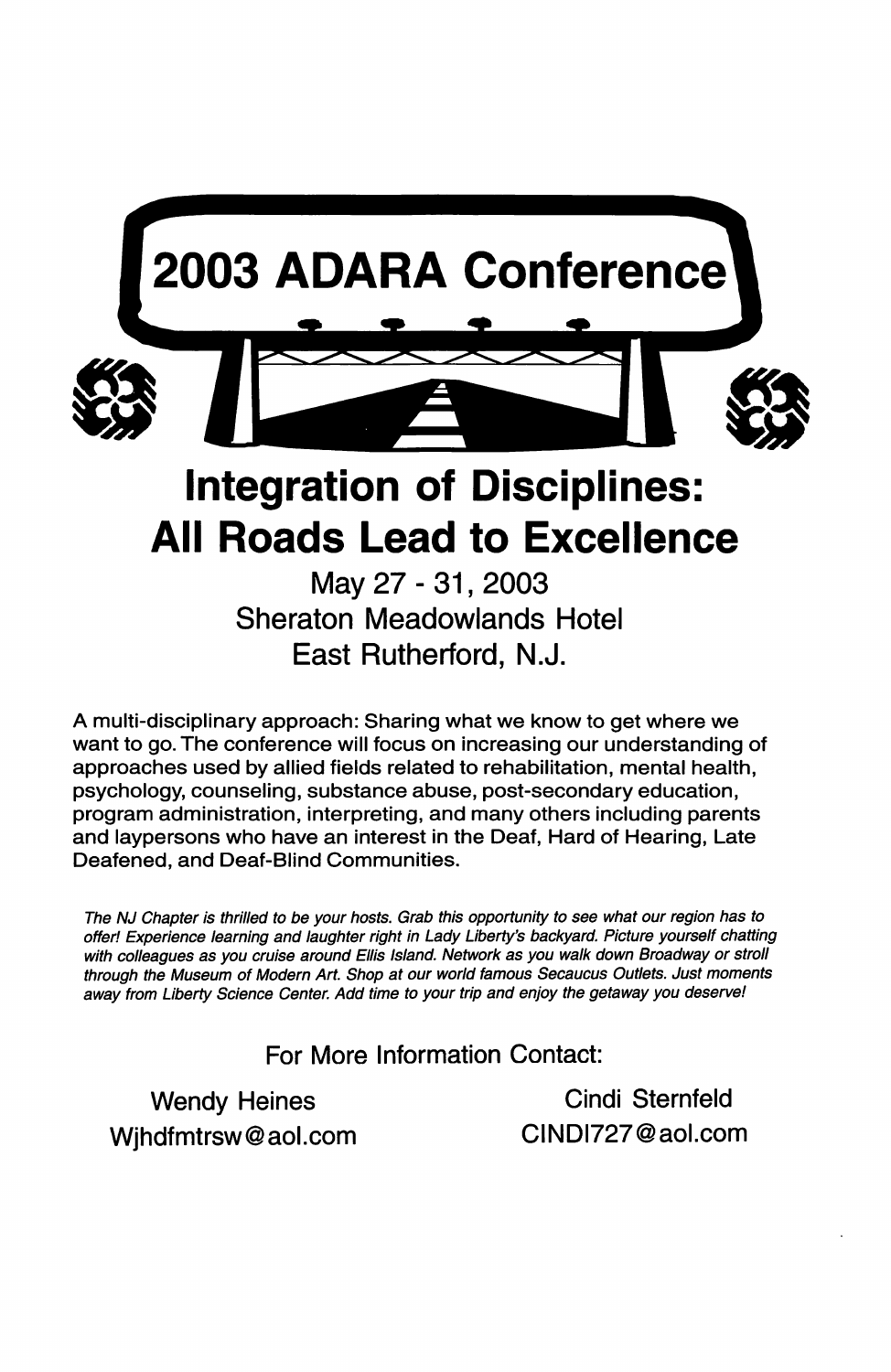# 2003 ADARA Conference

# Integration of Disciplines: All Roads Lead to Excellence

May 27 - 31, 2003
Sheraton Meadowlands Hotel
East Rutherford, N.J.

A multi-disciplinary approach: Sharing what we know to get where we want to go. The conference will focus on increasing our understanding of approaches used by allied fields related to rehabilitation, mental health, psychology, counseling, substance abuse, post-secondary education, program administration, interpreting, and many others including parents and laypersons who have an interest in the Deaf, Hard of Hearing, Late Deafened, and Deaf-Blind Communities.

*The NJ Chapter is thrilled to be your hosts. Grab this opportunity to see what our region has to offer! Experience learning and laughter right in Lady Liberty's backyard. Picture yourself chatting with colleagues as you cruise around Ellis Island. Network as you walk down Broadway or stroll through the Museum of Modern Art. Shop at our world famous Secaucus Outlets. Just moments away from Liberty Science Center. Add time to your trip and enjoy the getaway you deserve!*

For More Information Contact:

Wendy Heines
Wjhdfmtrsw@aol.com

Cindi Sternfeld
CINDI727@aol.com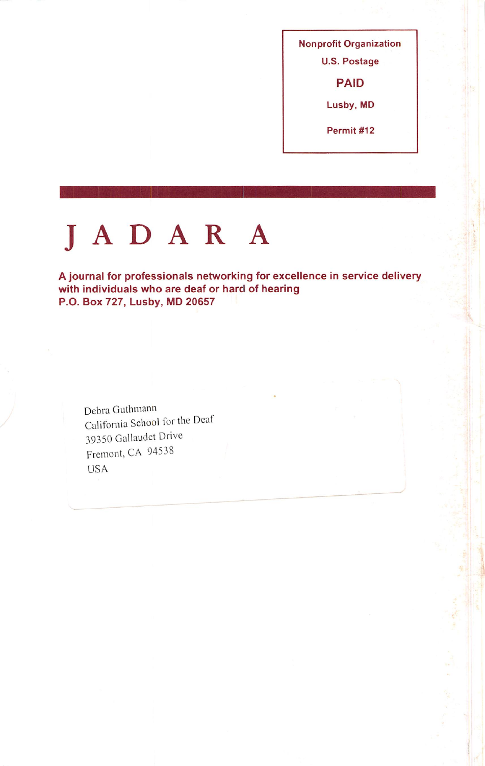Nonprofit Organization
U.S. Postage
**PAID**
Lusby, MD
Permit #12

# JADARA

**A journal for professionals networking for excellence in service delivery with individuals who are deaf or hard of hearing**
**P.O. Box 727, Lusby, MD 20657**

Debra Guthmann
California School for the Deaf
39350 Gallaudet Drive
Fremont, CA 94538
USA